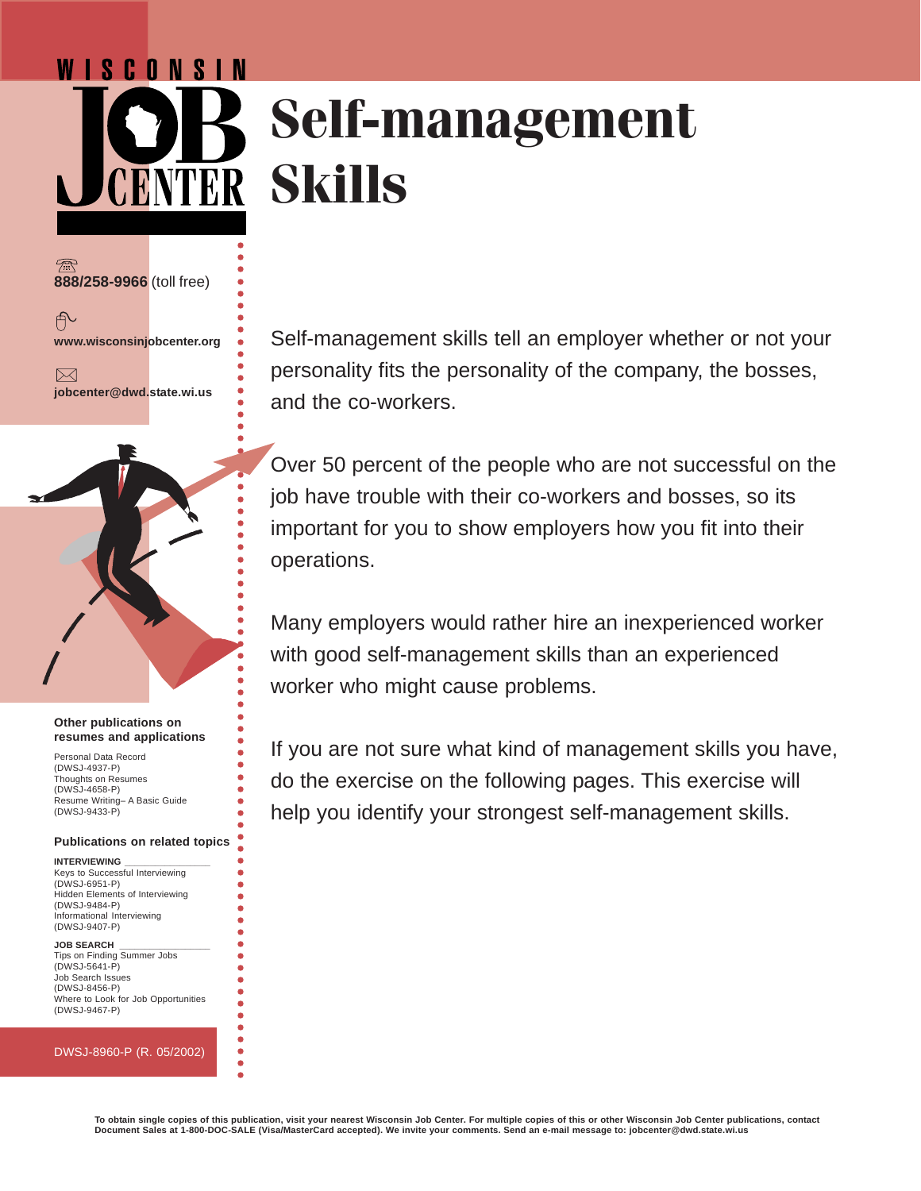# Self-management Skills

WISCONSIN JOB CENTER

888/258-9966 (toll free)

www.wisconsinjobcenter.org

jobcenter@dwd.state.wi.us

Self-management skills tell an employer whether or not your personality fits the personality of the company, the bosses, and the co-workers.

Over 50 percent of the people who are not successful on the job have trouble with their co-workers and bosses, so its important for you to show employers how you fit into their operations.

Many employers would rather hire an inexperienced worker with good self-management skills than an experienced worker who might cause problems.

If you are not sure what kind of management skills you have, do the exercise on the following pages. This exercise will help you identify your strongest self-management skills.

**Other publications on resumes and applications**

Personal Data Record (DWSJ-4937-P)
Thoughts on Resumes (DWSJ-4658-P)
Resume Writing– A Basic Guide (DWSJ-9433-P)

**Publications on related topics**

**INTERVIEWING**

Keys to Successful Interviewing (DWSJ-6951-P)
Hidden Elements of Interviewing (DWSJ-9484-P)
Informational Interviewing (DWSJ-9407-P)

**JOB SEARCH**

Tips on Finding Summer Jobs (DWSJ-5641-P)
Job Search Issues (DWSJ-8456-P)
Where to Look for Job Opportunities (DWSJ-9467-P)

DWSJ-8960-P (R. 05/2002)

**To obtain single copies of this publication, visit your nearest Wisconsin Job Center. For multiple copies of this or other Wisconsin Job Center publications, contact Document Sales at 1-800-DOC-SALE (Visa/MasterCard accepted). We invite your comments. Send an e-mail message to: jobcenter@dwd.state.wi.us**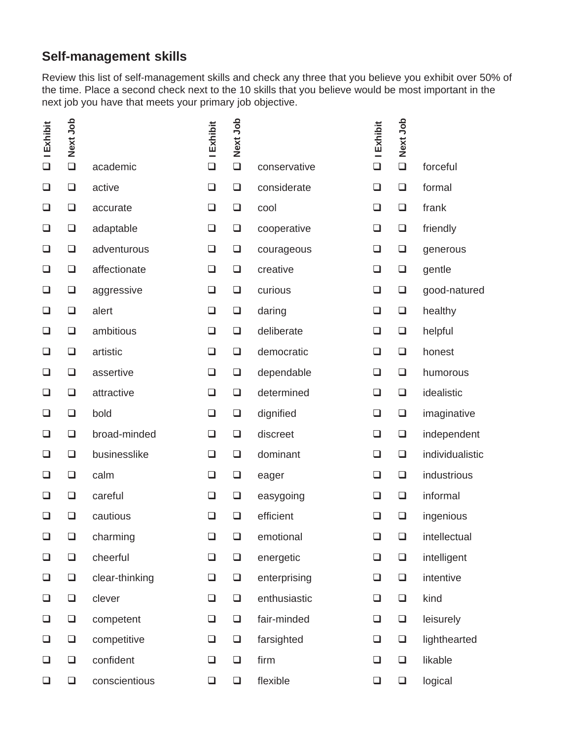## Self-management skills

Review this list of self-management skills and check any three that you believe you exhibit over 50% of the time. Place a second check next to the 10 skills that you believe would be most important in the next job you have that meets your primary job objective.

| I Exhibit | Next Job | | I Exhibit | Next Job | | I Exhibit | Next Job | |
|---|---|---|---|---|---|---|---|---|
| ❑ | ❑ | academic | ❑ | ❑ | conservative | ❑ | ❑ | forceful |
| ❑ | ❑ | active | ❑ | ❑ | considerate | ❑ | ❑ | formal |
| ❑ | ❑ | accurate | ❑ | ❑ | cool | ❑ | ❑ | frank |
| ❑ | ❑ | adaptable | ❑ | ❑ | cooperative | ❑ | ❑ | friendly |
| ❑ | ❑ | adventurous | ❑ | ❑ | courageous | ❑ | ❑ | generous |
| ❑ | ❑ | affectionate | ❑ | ❑ | creative | ❑ | ❑ | gentle |
| ❑ | ❑ | aggressive | ❑ | ❑ | curious | ❑ | ❑ | good-natured |
| ❑ | ❑ | alert | ❑ | ❑ | daring | ❑ | ❑ | healthy |
| ❑ | ❑ | ambitious | ❑ | ❑ | deliberate | ❑ | ❑ | helpful |
| ❑ | ❑ | artistic | ❑ | ❑ | democratic | ❑ | ❑ | honest |
| ❑ | ❑ | assertive | ❑ | ❑ | dependable | ❑ | ❑ | humorous |
| ❑ | ❑ | attractive | ❑ | ❑ | determined | ❑ | ❑ | idealistic |
| ❑ | ❑ | bold | ❑ | ❑ | dignified | ❑ | ❑ | imaginative |
| ❑ | ❑ | broad-minded | ❑ | ❑ | discreet | ❑ | ❑ | independent |
| ❑ | ❑ | businesslike | ❑ | ❑ | dominant | ❑ | ❑ | individualistic |
| ❑ | ❑ | calm | ❑ | ❑ | eager | ❑ | ❑ | industrious |
| ❑ | ❑ | careful | ❑ | ❑ | easygoing | ❑ | ❑ | informal |
| ❑ | ❑ | cautious | ❑ | ❑ | efficient | ❑ | ❑ | ingenious |
| ❑ | ❑ | charming | ❑ | ❑ | emotional | ❑ | ❑ | intellectual |
| ❑ | ❑ | cheerful | ❑ | ❑ | energetic | ❑ | ❑ | intelligent |
| ❑ | ❑ | clear-thinking | ❑ | ❑ | enterprising | ❑ | ❑ | intentive |
| ❑ | ❑ | clever | ❑ | ❑ | enthusiastic | ❑ | ❑ | kind |
| ❑ | ❑ | competent | ❑ | ❑ | fair-minded | ❑ | ❑ | leisurely |
| ❑ | ❑ | competitive | ❑ | ❑ | farsighted | ❑ | ❑ | lighthearted |
| ❑ | ❑ | confident | ❑ | ❑ | firm | ❑ | ❑ | likable |
| ❑ | ❑ | conscientious | ❑ | ❑ | flexible | ❑ | ❑ | logical |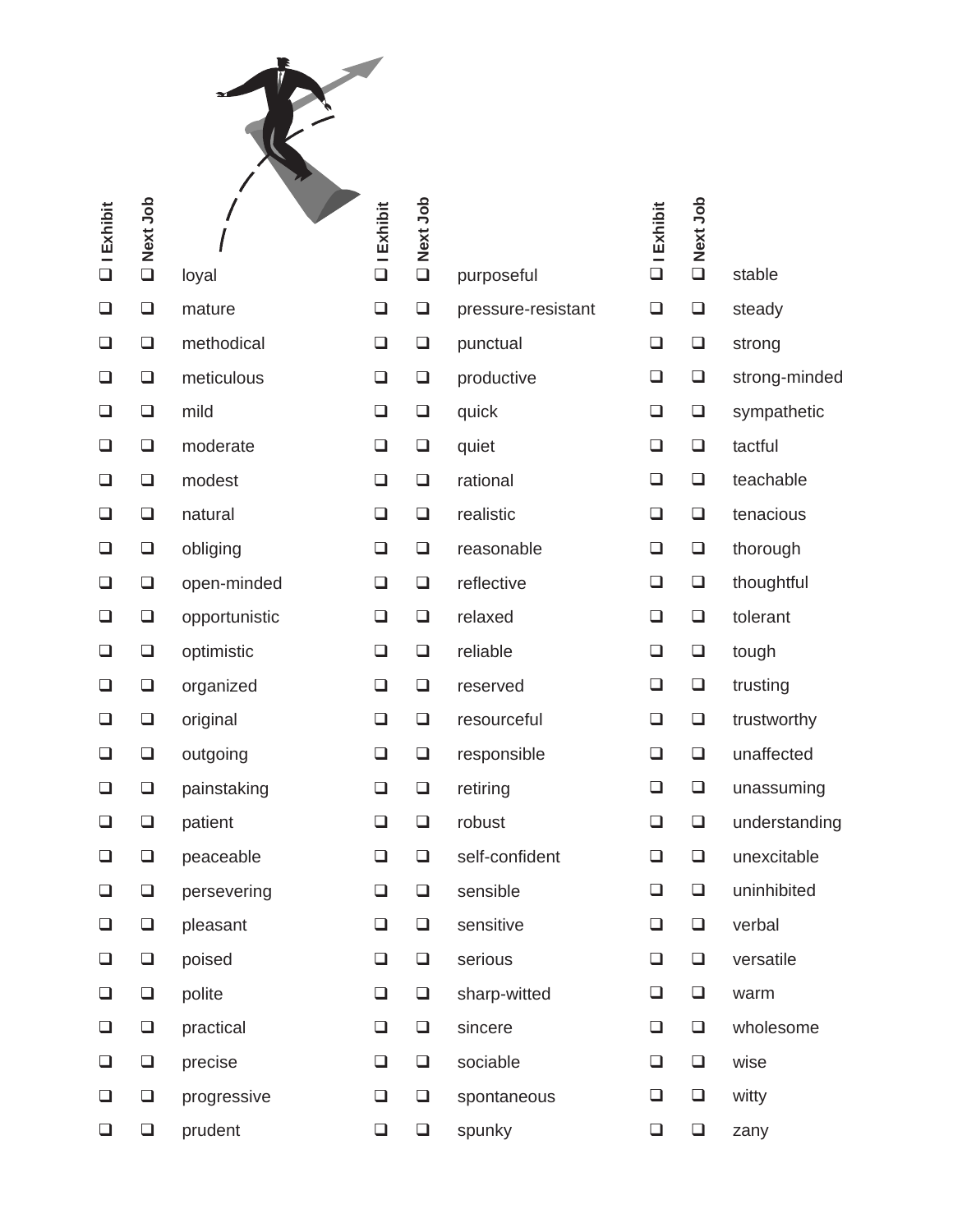| I Exhibit | Next Job | | I Exhibit | Next Job | | I Exhibit | Next Job | |
|---|---|---|---|---|---|---|---|---|
| ❑ | ❑ | loyal | ❑ | ❑ | purposeful | ❑ | ❑ | stable |
| ❑ | ❑ | mature | ❑ | ❑ | pressure-resistant | ❑ | ❑ | steady |
| ❑ | ❑ | methodical | ❑ | ❑ | punctual | ❑ | ❑ | strong |
| ❑ | ❑ | meticulous | ❑ | ❑ | productive | ❑ | ❑ | strong-minded |
| ❑ | ❑ | mild | ❑ | ❑ | quick | ❑ | ❑ | sympathetic |
| ❑ | ❑ | moderate | ❑ | ❑ | quiet | ❑ | ❑ | tactful |
| ❑ | ❑ | modest | ❑ | ❑ | rational | ❑ | ❑ | teachable |
| ❑ | ❑ | natural | ❑ | ❑ | realistic | ❑ | ❑ | tenacious |
| ❑ | ❑ | obliging | ❑ | ❑ | reasonable | ❑ | ❑ | thorough |
| ❑ | ❑ | open-minded | ❑ | ❑ | reflective | ❑ | ❑ | thoughtful |
| ❑ | ❑ | opportunistic | ❑ | ❑ | relaxed | ❑ | ❑ | tolerant |
| ❑ | ❑ | optimistic | ❑ | ❑ | reliable | ❑ | ❑ | tough |
| ❑ | ❑ | organized | ❑ | ❑ | reserved | ❑ | ❑ | trusting |
| ❑ | ❑ | original | ❑ | ❑ | resourceful | ❑ | ❑ | trustworthy |
| ❑ | ❑ | outgoing | ❑ | ❑ | responsible | ❑ | ❑ | unaffected |
| ❑ | ❑ | painstaking | ❑ | ❑ | retiring | ❑ | ❑ | unassuming |
| ❑ | ❑ | patient | ❑ | ❑ | robust | ❑ | ❑ | understanding |
| ❑ | ❑ | peaceable | ❑ | ❑ | self-confident | ❑ | ❑ | unexcitable |
| ❑ | ❑ | persevering | ❑ | ❑ | sensible | ❑ | ❑ | uninhibited |
| ❑ | ❑ | pleasant | ❑ | ❑ | sensitive | ❑ | ❑ | verbal |
| ❑ | ❑ | poised | ❑ | ❑ | serious | ❑ | ❑ | versatile |
| ❑ | ❑ | polite | ❑ | ❑ | sharp-witted | ❑ | ❑ | warm |
| ❑ | ❑ | practical | ❑ | ❑ | sincere | ❑ | ❑ | wholesome |
| ❑ | ❑ | precise | ❑ | ❑ | sociable | ❑ | ❑ | wise |
| ❑ | ❑ | progressive | ❑ | ❑ | spontaneous | ❑ | ❑ | witty |
| ❑ | ❑ | prudent | ❑ | ❑ | spunky | ❑ | ❑ | zany |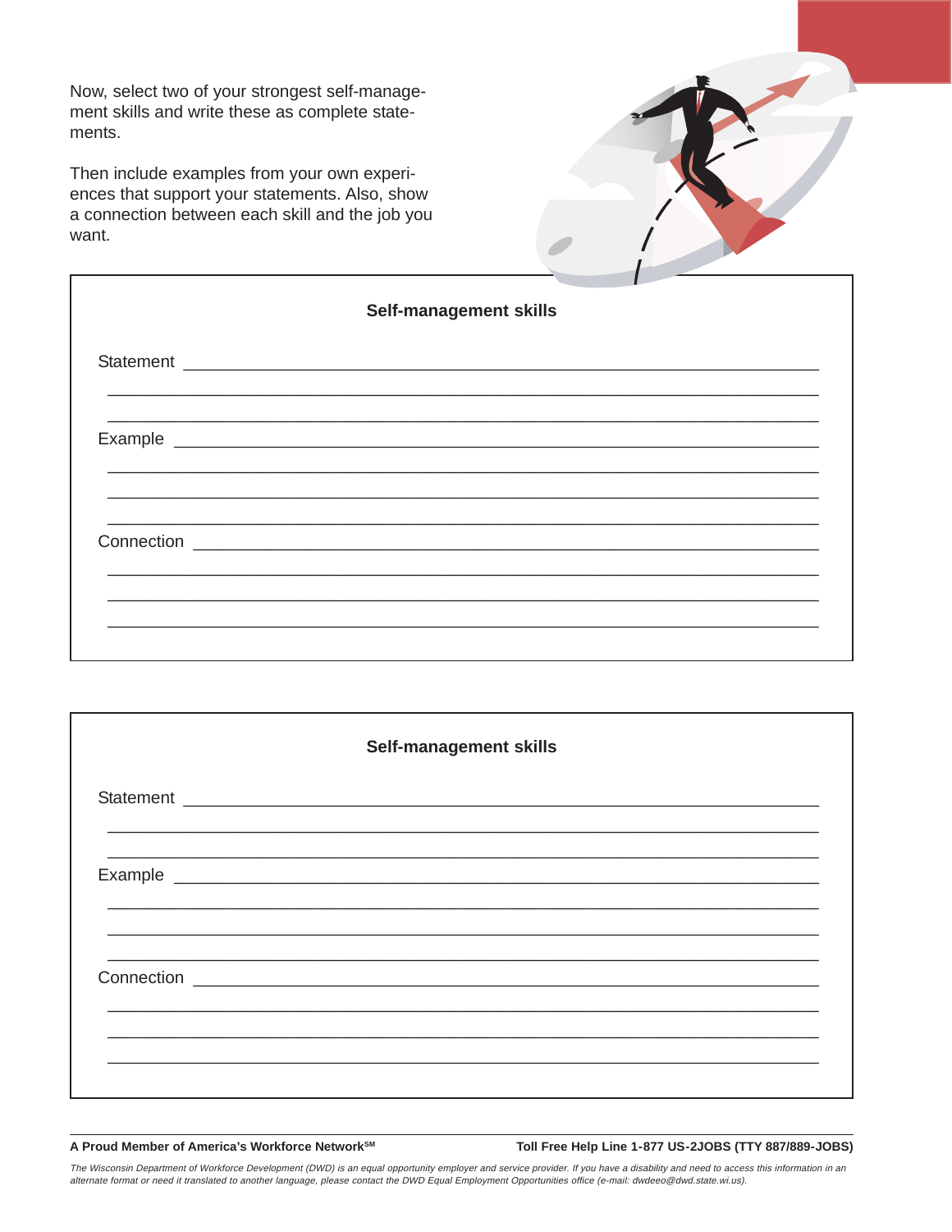Now, select two of your strongest self-management skills and write these as complete statements.

Then include examples from your own experiences that support your statements. Also, show a connection between each skill and the job you want.

**Self-management skills**

Statement ______________________________________________________________________

________________________________________________________________________________

________________________________________________________________________________

Example ________________________________________________________________________

________________________________________________________________________________

________________________________________________________________________________

________________________________________________________________________________

Connection ______________________________________________________________________

________________________________________________________________________________

________________________________________________________________________________

________________________________________________________________________________

**Self-management skills**

Statement ______________________________________________________________________

________________________________________________________________________________

________________________________________________________________________________

Example ________________________________________________________________________

________________________________________________________________________________

________________________________________________________________________________

________________________________________________________________________________

Connection ______________________________________________________________________

________________________________________________________________________________

________________________________________________________________________________

________________________________________________________________________________

**A Proud Member of America's Workforce Network[SM]** **Toll Free Help Line 1-877 US-2JOBS (TTY 887/889-JOBS)**

*The Wisconsin Department of Workforce Development (DWD) is an equal opportunity employer and service provider. If you have a disability and need to access this information in an alternate format or need it translated to another language, please contact the DWD Equal Employment Opportunities office (e-mail: dwdeeo@dwd.state.wi.us).*